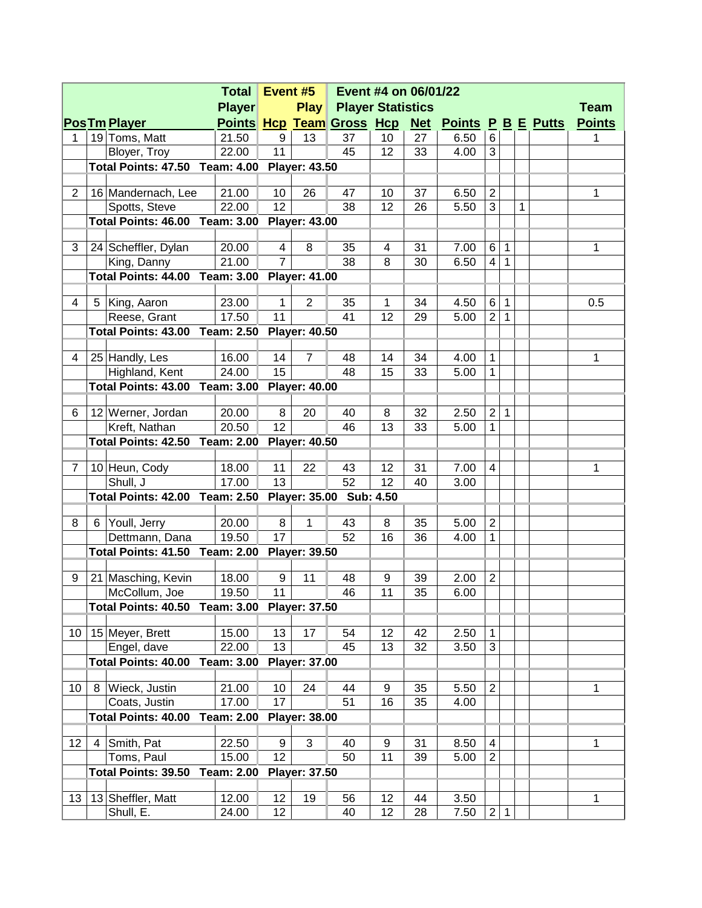| Pos | Tm | Player | Total Player Points | Event #5 Hcp | Play Team | Event #4 on 06/01/22 Player Statistics Gross | Hcp | Net | Points | P | B | E | Putts | Team Points |
|---|---|---|---|---|---|---|---|---|---|---|---|---|---|---|
| 1 | 19 | Toms, Matt | 21.50 | 9 | 13 | 37 | 10 | 27 | 6.50 | 6 | | | | 1 |
| | | Bloyer, Troy | 22.00 | 11 | | 45 | 12 | 33 | 4.00 | 3 | | | | |
| | | **Total Points: 47.50** | **Team: 4.00** | **Player: 43.50** | | | | | | | | | | |
| | | | | | | | | | | | | | | |
| 2 | 16 | Mandernach, Lee | 21.00 | 10 | 26 | 47 | 10 | 37 | 6.50 | 2 | | | | 1 |
| | | Spotts, Steve | 22.00 | 12 | | 38 | 12 | 26 | 5.50 | 3 | | 1 | | |
| | | **Total Points: 46.00** | **Team: 3.00** | **Player: 43.00** | | | | | | | | | | |
| | | | | | | | | | | | | | | |
| 3 | 24 | Scheffler, Dylan | 20.00 | 4 | 8 | 35 | 4 | 31 | 7.00 | 6 | 1 | | | 1 |
| | | King, Danny | 21.00 | 7 | | 38 | 8 | 30 | 6.50 | 4 | 1 | | | |
| | | **Total Points: 44.00** | **Team: 3.00** | **Player: 41.00** | | | | | | | | | | |
| | | | | | | | | | | | | | | |
| 4 | 5 | King, Aaron | 23.00 | 1 | 2 | 35 | 1 | 34 | 4.50 | 6 | 1 | | | 0.5 |
| | | Reese, Grant | 17.50 | 11 | | 41 | 12 | 29 | 5.00 | 2 | 1 | | | |
| | | **Total Points: 43.00** | **Team: 2.50** | **Player: 40.50** | | | | | | | | | | |
| | | | | | | | | | | | | | | |
| 4 | 25 | Handly, Les | 16.00 | 14 | 7 | 48 | 14 | 34 | 4.00 | 1 | | | | 1 |
| | | Highland, Kent | 24.00 | 15 | | 48 | 15 | 33 | 5.00 | 1 | | | | |
| | | **Total Points: 43.00** | **Team: 3.00** | **Player: 40.00** | | | | | | | | | | |
| | | | | | | | | | | | | | | |
| 6 | 12 | Werner, Jordan | 20.00 | 8 | 20 | 40 | 8 | 32 | 2.50 | 2 | 1 | | | |
| | | Kreft, Nathan | 20.50 | 12 | | 46 | 13 | 33 | 5.00 | 1 | | | | |
| | | **Total Points: 42.50** | **Team: 2.00** | **Player: 40.50** | | | | | | | | | | |
| | | | | | | | | | | | | | | |
| 7 | 10 | Heun, Cody | 18.00 | 11 | 22 | 43 | 12 | 31 | 7.00 | 4 | | | | 1 |
| | | Shull, J | 17.00 | 13 | | 52 | 12 | 40 | 3.00 | | | | | |
| | | **Total Points: 42.00** | **Team: 2.50** | **Player: 35.00** | | **Sub: 4.50** | | | | | | | | |
| | | | | | | | | | | | | | | |
| 8 | 6 | Youll, Jerry | 20.00 | 8 | 1 | 43 | 8 | 35 | 5.00 | 2 | | | | |
| | | Dettmann, Dana | 19.50 | 17 | | 52 | 16 | 36 | 4.00 | 1 | | | | |
| | | **Total Points: 41.50** | **Team: 2.00** | **Player: 39.50** | | | | | | | | | | |
| | | | | | | | | | | | | | | |
| 9 | 21 | Masching, Kevin | 18.00 | 9 | 11 | 48 | 9 | 39 | 2.00 | 2 | | | | |
| | | McCollum, Joe | 19.50 | 11 | | 46 | 11 | 35 | 6.00 | | | | | |
| | | **Total Points: 40.50** | **Team: 3.00** | **Player: 37.50** | | | | | | | | | | |
| | | | | | | | | | | | | | | |
| 10 | 15 | Meyer, Brett | 15.00 | 13 | 17 | 54 | 12 | 42 | 2.50 | 1 | | | | |
| | | Engel, dave | 22.00 | 13 | | 45 | 13 | 32 | 3.50 | 3 | | | | |
| | | **Total Points: 40.00** | **Team: 3.00** | **Player: 37.00** | | | | | | | | | | |
| | | | | | | | | | | | | | | |
| 10 | 8 | Wieck, Justin | 21.00 | 10 | 24 | 44 | 9 | 35 | 5.50 | 2 | | | | 1 |
| | | Coats, Justin | 17.00 | 17 | | 51 | 16 | 35 | 4.00 | | | | | |
| | | **Total Points: 40.00** | **Team: 2.00** | **Player: 38.00** | | | | | | | | | | |
| | | | | | | | | | | | | | | |
| 12 | 4 | Smith, Pat | 22.50 | 9 | 3 | 40 | 9 | 31 | 8.50 | 4 | | | | 1 |
| | | Toms, Paul | 15.00 | 12 | | 50 | 11 | 39 | 5.00 | 2 | | | | |
| | | **Total Points: 39.50** | **Team: 2.00** | **Player: 37.50** | | | | | | | | | | |
| | | | | | | | | | | | | | | |
| 13 | 13 | Sheffler, Matt | 12.00 | 12 | 19 | 56 | 12 | 44 | 3.50 | | | | | 1 |
| | | Shull, E. | 24.00 | 12 | | 40 | 12 | 28 | 7.50 | 2 | 1 | | | |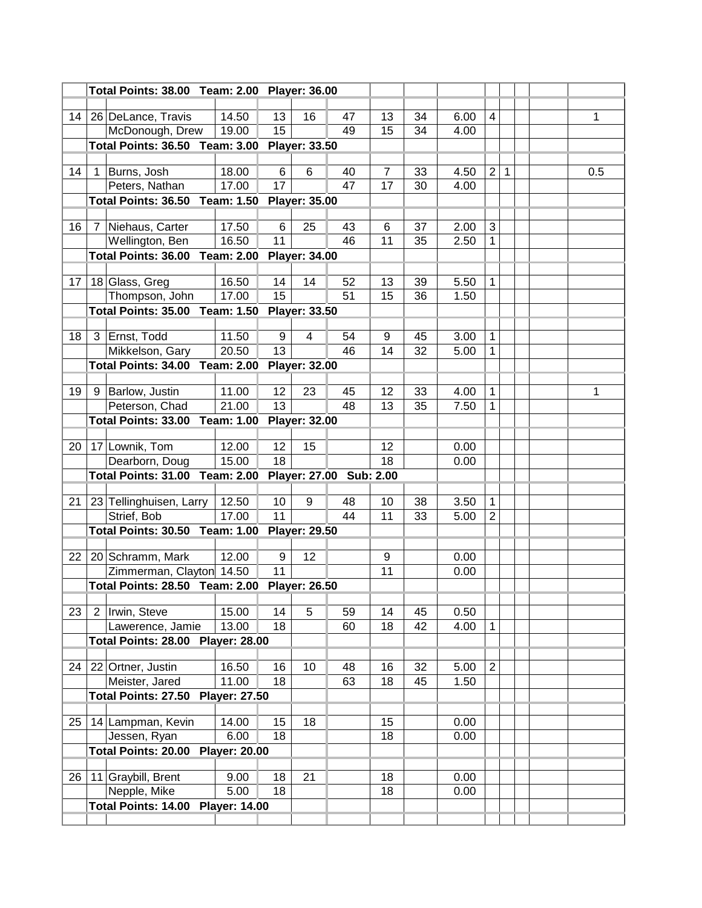| | | | | | | | | | | | | | | |
|---|---|---|---|---|---|---|---|---|---|---|---|---|---|---|
| | | **Total Points: 38.00 Team: 2.00 Player: 36.00** | | | | | | | | | | | | |
| 14 | 26 | DeLance, Travis | 14.50 | 13 | 16 | 47 | 13 | 34 | 6.00 | 4 | | | | 1 |
| | | McDonough, Drew | 19.00 | 15 | | 49 | 15 | 34 | 4.00 | | | | | |
| | | **Total Points: 36.50 Team: 3.00 Player: 33.50** | | | | | | | | | | | | |
| 14 | 1 | Burns, Josh | 18.00 | 6 | 6 | 40 | 7 | 33 | 4.50 | 2 | 1 | | | 0.5 |
| | | Peters, Nathan | 17.00 | 17 | | 47 | 17 | 30 | 4.00 | | | | | |
| | | **Total Points: 36.50 Team: 1.50 Player: 35.00** | | | | | | | | | | | | |
| 16 | 7 | Niehaus, Carter | 17.50 | 6 | 25 | 43 | 6 | 37 | 2.00 | 3 | | | | |
| | | Wellington, Ben | 16.50 | 11 | | 46 | 11 | 35 | 2.50 | 1 | | | | |
| | | **Total Points: 36.00 Team: 2.00 Player: 34.00** | | | | | | | | | | | | |
| 17 | 18 | Glass, Greg | 16.50 | 14 | 14 | 52 | 13 | 39 | 5.50 | 1 | | | | |
| | | Thompson, John | 17.00 | 15 | | 51 | 15 | 36 | 1.50 | | | | | |
| | | **Total Points: 35.00 Team: 1.50 Player: 33.50** | | | | | | | | | | | | |
| 18 | 3 | Ernst, Todd | 11.50 | 9 | 4 | 54 | 9 | 45 | 3.00 | 1 | | | | |
| | | Mikkelson, Gary | 20.50 | 13 | | 46 | 14 | 32 | 5.00 | 1 | | | | |
| | | **Total Points: 34.00 Team: 2.00 Player: 32.00** | | | | | | | | | | | | |
| 19 | 9 | Barlow, Justin | 11.00 | 12 | 23 | 45 | 12 | 33 | 4.00 | 1 | | | | 1 |
| | | Peterson, Chad | 21.00 | 13 | | 48 | 13 | 35 | 7.50 | 1 | | | | |
| | | **Total Points: 33.00 Team: 1.00 Player: 32.00** | | | | | | | | | | | | |
| 20 | 17 | Lownik, Tom | 12.00 | 12 | 15 | | 12 | | 0.00 | | | | | |
| | | Dearborn, Doug | 15.00 | 18 | | | 18 | | 0.00 | | | | | |
| | | **Total Points: 31.00 Team: 2.00 Player: 27.00 Sub: 2.00** | | | | | | | | | | | | |
| 21 | 23 | Tellinghuisen, Larry | 12.50 | 10 | 9 | 48 | 10 | 38 | 3.50 | 1 | | | | |
| | | Strief, Bob | 17.00 | 11 | | 44 | 11 | 33 | 5.00 | 2 | | | | |
| | | **Total Points: 30.50 Team: 1.00 Player: 29.50** | | | | | | | | | | | | |
| 22 | 20 | Schramm, Mark | 12.00 | 9 | 12 | | 9 | | 0.00 | | | | | |
| | | Zimmerman, Clayton | 14.50 | 11 | | | 11 | | 0.00 | | | | | |
| | | **Total Points: 28.50 Team: 2.00 Player: 26.50** | | | | | | | | | | | | |
| 23 | 2 | Irwin, Steve | 15.00 | 14 | 5 | 59 | 14 | 45 | 0.50 | | | | | |
| | | Lawerence, Jamie | 13.00 | 18 | | 60 | 18 | 42 | 4.00 | 1 | | | | |
| | | **Total Points: 28.00 Player: 28.00** | | | | | | | | | | | | |
| 24 | 22 | Ortner, Justin | 16.50 | 16 | 10 | 48 | 16 | 32 | 5.00 | 2 | | | | |
| | | Meister, Jared | 11.00 | 18 | | 63 | 18 | 45 | 1.50 | | | | | |
| | | **Total Points: 27.50 Player: 27.50** | | | | | | | | | | | | |
| 25 | 14 | Lampman, Kevin | 14.00 | 15 | 18 | | 15 | | 0.00 | | | | | |
| | | Jessen, Ryan | 6.00 | 18 | | | 18 | | 0.00 | | | | | |
| | | **Total Points: 20.00 Player: 20.00** | | | | | | | | | | | | |
| 26 | 11 | Graybill, Brent | 9.00 | 18 | 21 | | 18 | | 0.00 | | | | | |
| | | Nepple, Mike | 5.00 | 18 | | | 18 | | 0.00 | | | | | |
| | | **Total Points: 14.00 Player: 14.00** | | | | | | | | | | | | |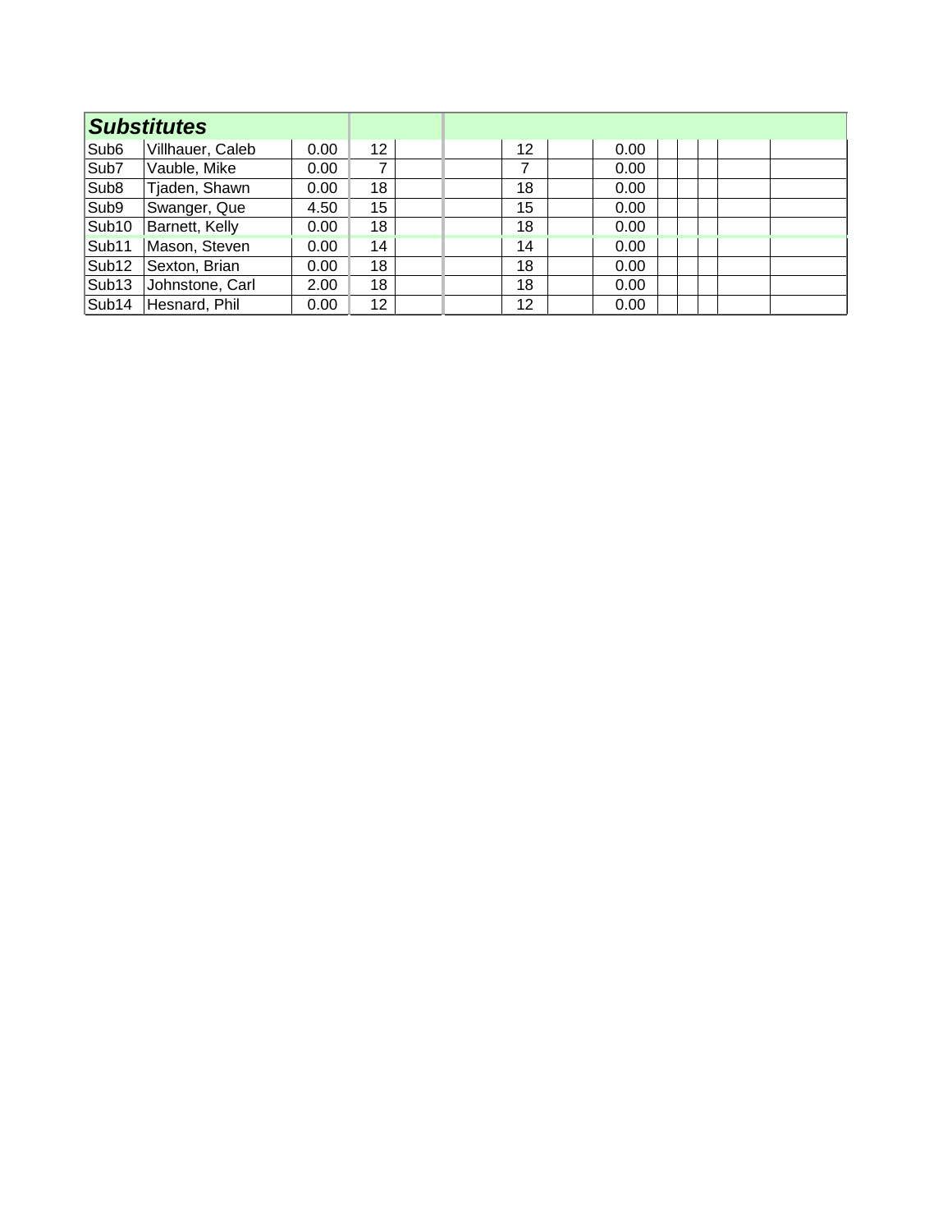| *Substitutes* | | | | | | | | | | | | | |
|---|---|---|---|---|---|---|---|---|---|---|---|---|---|
| Sub6 | Villhauer, Caleb | 0.00 | 12 | | | 12 | | 0.00 | | | | | |
| Sub7 | Vauble, Mike | 0.00 | 7 | | | 7 | | 0.00 | | | | | |
| Sub8 | Tjaden, Shawn | 0.00 | 18 | | | 18 | | 0.00 | | | | | |
| Sub9 | Swanger, Que | 4.50 | 15 | | | 15 | | 0.00 | | | | | |
| Sub10 | Barnett, Kelly | 0.00 | 18 | | | 18 | | 0.00 | | | | | |
| Sub11 | Mason, Steven | 0.00 | 14 | | | 14 | | 0.00 | | | | | |
| Sub12 | Sexton, Brian | 0.00 | 18 | | | 18 | | 0.00 | | | | | |
| Sub13 | Johnstone, Carl | 2.00 | 18 | | | 18 | | 0.00 | | | | | |
| Sub14 | Hesnard, Phil | 0.00 | 12 | | | 12 | | 0.00 | | | | | |